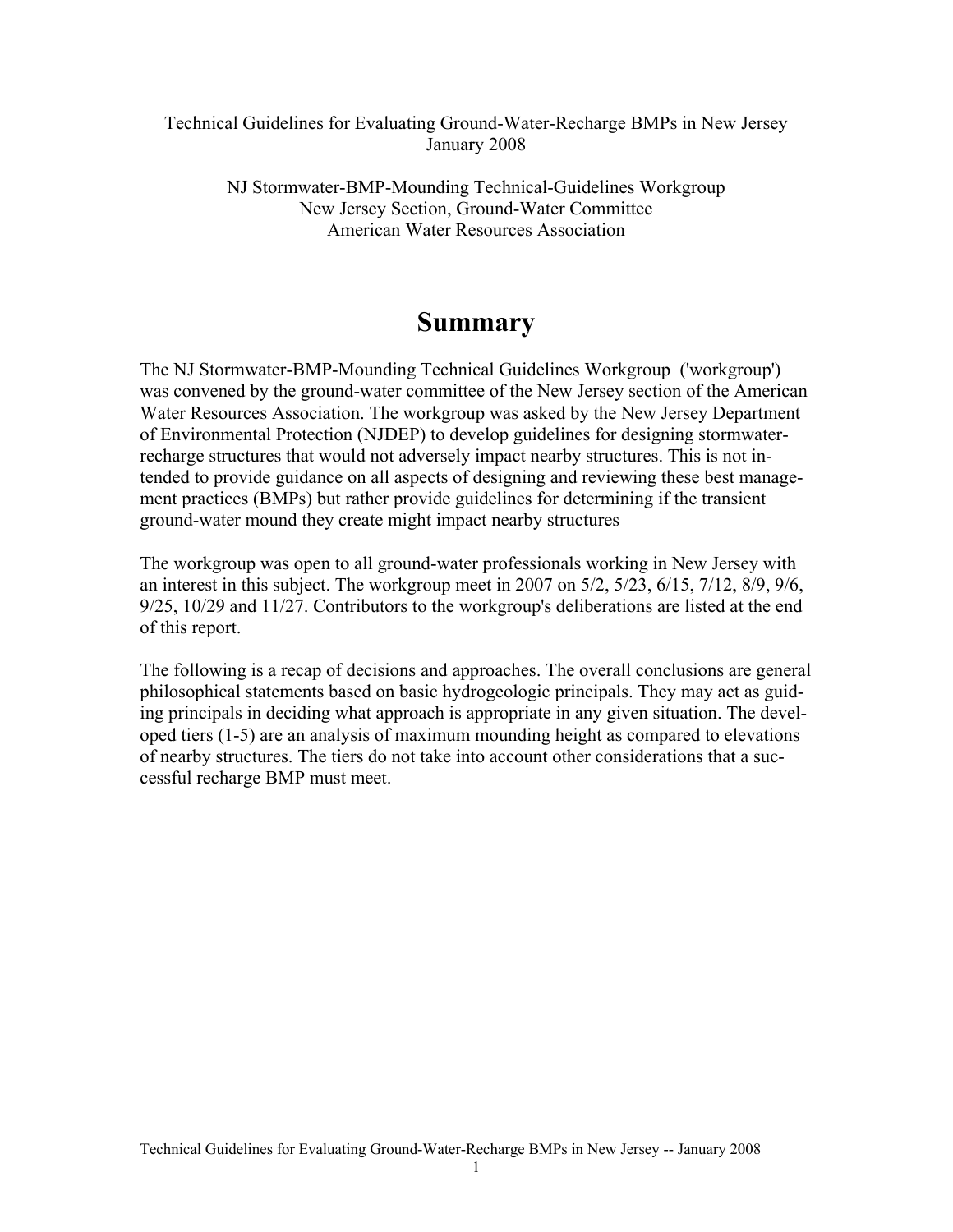Technical Guidelines for Evaluating Ground-Water-Recharge BMPs in New Jersey
January 2008

NJ Stormwater-BMP-Mounding Technical-Guidelines Workgroup
New Jersey Section, Ground-Water Committee
American Water Resources Association

# Summary

The NJ Stormwater-BMP-Mounding Technical Guidelines Workgroup ('workgroup') was convened by the ground-water committee of the New Jersey section of the American Water Resources Association. The workgroup was asked by the New Jersey Department of Environmental Protection (NJDEP) to develop guidelines for designing stormwater-recharge structures that would not adversely impact nearby structures. This is not intended to provide guidance on all aspects of designing and reviewing these best management practices (BMPs) but rather provide guidelines for determining if the transient ground-water mound they create might impact nearby structures

The workgroup was open to all ground-water professionals working in New Jersey with an interest in this subject. The workgroup meet in 2007 on 5/2, 5/23, 6/15, 7/12, 8/9, 9/6, 9/25, 10/29 and 11/27. Contributors to the workgroup's deliberations are listed at the end of this report.

The following is a recap of decisions and approaches. The overall conclusions are general philosophical statements based on basic hydrogeologic principals. They may act as guiding principals in deciding what approach is appropriate in any given situation. The developed tiers (1-5) are an analysis of maximum mounding height as compared to elevations of nearby structures. The tiers do not take into account other considerations that a successful recharge BMP must meet.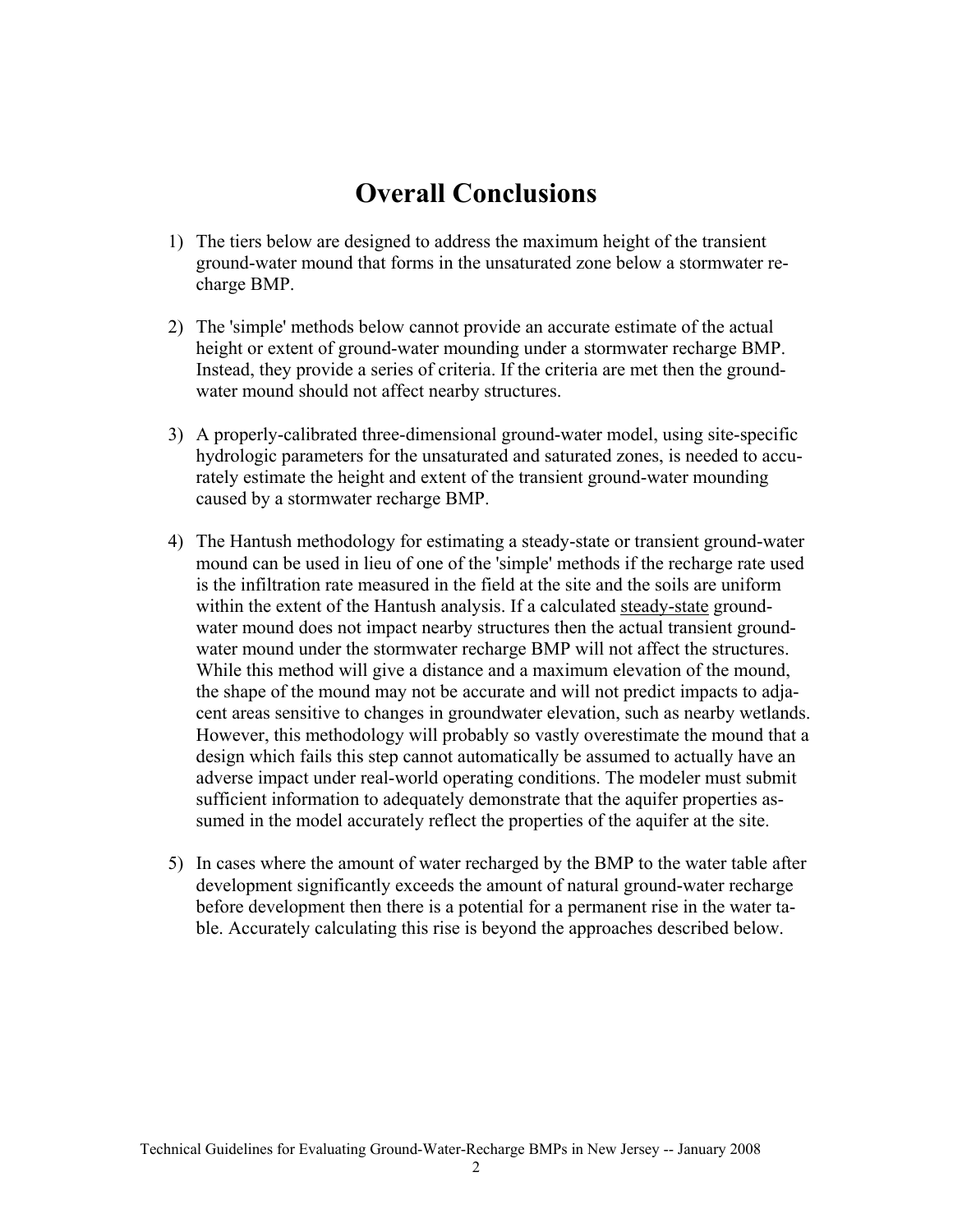# Overall Conclusions

1) The tiers below are designed to address the maximum height of the transient ground-water mound that forms in the unsaturated zone below a stormwater recharge BMP.

2) The 'simple' methods below cannot provide an accurate estimate of the actual height or extent of ground-water mounding under a stormwater recharge BMP. Instead, they provide a series of criteria. If the criteria are met then the ground-water mound should not affect nearby structures.

3) A properly-calibrated three-dimensional ground-water model, using site-specific hydrologic parameters for the unsaturated and saturated zones, is needed to accurately estimate the height and extent of the transient ground-water mounding caused by a stormwater recharge BMP.

4) The Hantush methodology for estimating a steady-state or transient ground-water mound can be used in lieu of one of the 'simple' methods if the recharge rate used is the infiltration rate measured in the field at the site and the soils are uniform within the extent of the Hantush analysis. If a calculated <u>steady-state</u> ground-water mound does not impact nearby structures then the actual transient ground-water mound under the stormwater recharge BMP will not affect the structures. While this method will give a distance and a maximum elevation of the mound, the shape of the mound may not be accurate and will not predict impacts to adjacent areas sensitive to changes in groundwater elevation, such as nearby wetlands. However, this methodology will probably so vastly overestimate the mound that a design which fails this step cannot automatically be assumed to actually have an adverse impact under real-world operating conditions. The modeler must submit sufficient information to adequately demonstrate that the aquifer properties assumed in the model accurately reflect the properties of the aquifer at the site.

5) In cases where the amount of water recharged by the BMP to the water table after development significantly exceeds the amount of natural ground-water recharge before development then there is a potential for a permanent rise in the water table. Accurately calculating this rise is beyond the approaches described below.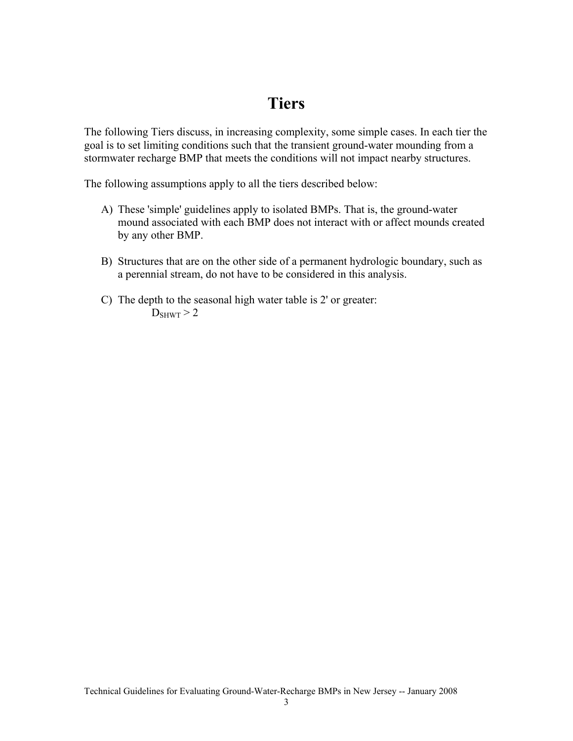# Tiers

The following Tiers discuss, in increasing complexity, some simple cases. In each tier the goal is to set limiting conditions such that the transient ground-water mounding from a stormwater recharge BMP that meets the conditions will not impact nearby structures.

The following assumptions apply to all the tiers described below:

A) These 'simple' guidelines apply to isolated BMPs. That is, the ground-water mound associated with each BMP does not interact with or affect mounds created by any other BMP.

B) Structures that are on the other side of a permanent hydrologic boundary, such as a perennial stream, do not have to be considered in this analysis.

C) The depth to the seasonal high water table is 2' or greater:

$$D_{SHWT} > 2$$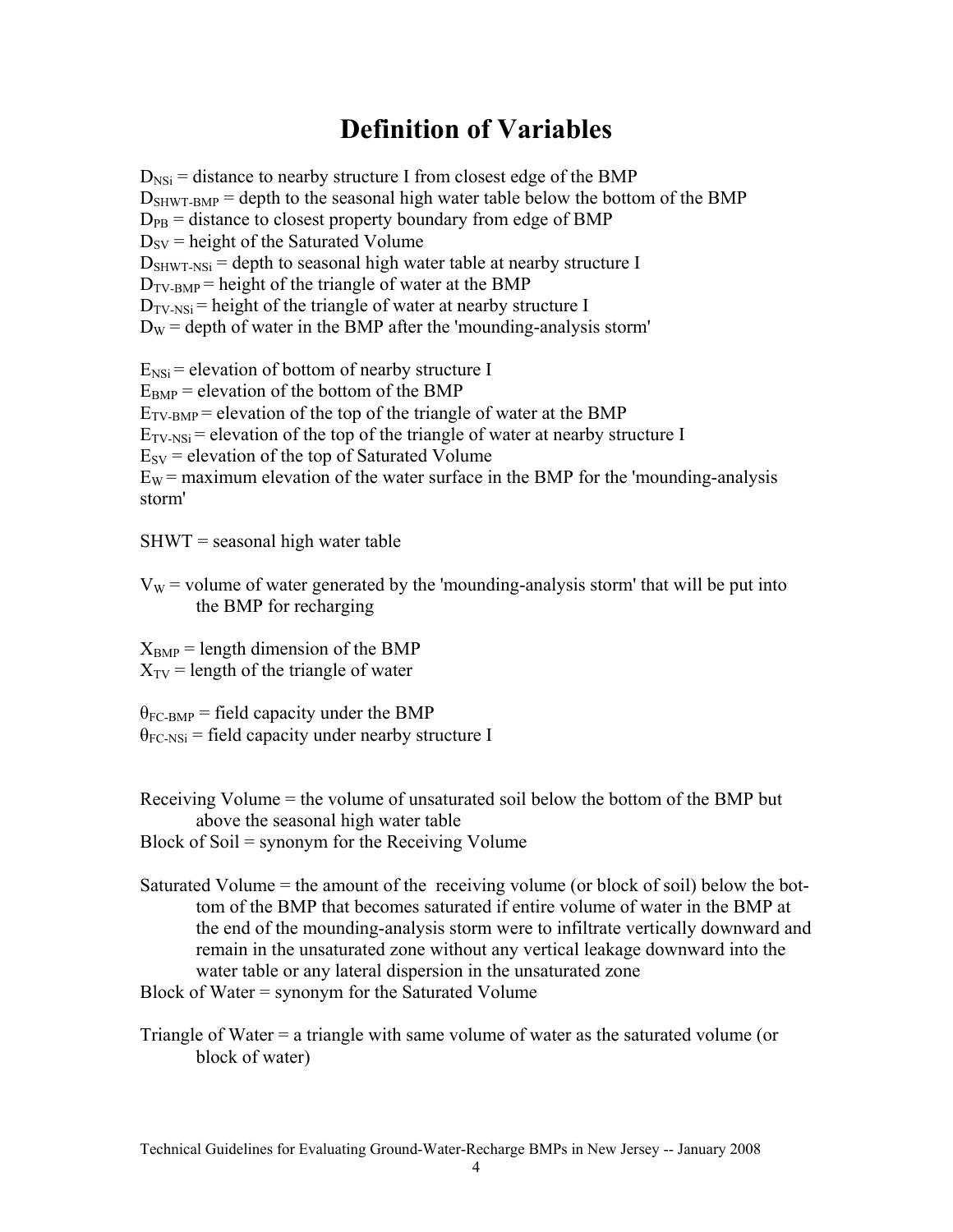# Definition of Variables

$D_{NSi}$ = distance to nearby structure I from closest edge of the BMP
$D_{SHWT\text{-}BMP}$ = depth to the seasonal high water table below the bottom of the BMP
$D_{PB}$ = distance to closest property boundary from edge of BMP
$D_{SV}$ = height of the Saturated Volume
$D_{SHWT\text{-}NSi}$ = depth to seasonal high water table at nearby structure I
$D_{TV\text{-}BMP}$ = height of the triangle of water at the BMP
$D_{TV\text{-}NSi}$ = height of the triangle of water at nearby structure I
$D_W$ = depth of water in the BMP after the 'mounding-analysis storm'

$E_{NSi}$ = elevation of bottom of nearby structure I
$E_{BMP}$ = elevation of the bottom of the BMP
$E_{TV\text{-}BMP}$ = elevation of the top of the triangle of water at the BMP
$E_{TV\text{-}NSi}$ = elevation of the top of the triangle of water at nearby structure I
$E_{SV}$ = elevation of the top of Saturated Volume
$E_W$ = maximum elevation of the water surface in the BMP for the 'mounding-analysis storm'

SHWT = seasonal high water table

$V_W$ = volume of water generated by the 'mounding-analysis storm' that will be put into the BMP for recharging

$X_{BMP}$ = length dimension of the BMP
$X_{TV}$ = length of the triangle of water

$\theta_{FC\text{-}BMP}$ = field capacity under the BMP
$\theta_{FC\text{-}NSi}$ = field capacity under nearby structure I

Receiving Volume = the volume of unsaturated soil below the bottom of the BMP but above the seasonal high water table
Block of Soil = synonym for the Receiving Volume

Saturated Volume = the amount of the receiving volume (or block of soil) below the bottom of the BMP that becomes saturated if entire volume of water in the BMP at the end of the mounding-analysis storm were to infiltrate vertically downward and remain in the unsaturated zone without any vertical leakage downward into the water table or any lateral dispersion in the unsaturated zone
Block of Water = synonym for the Saturated Volume

Triangle of Water = a triangle with same volume of water as the saturated volume (or block of water)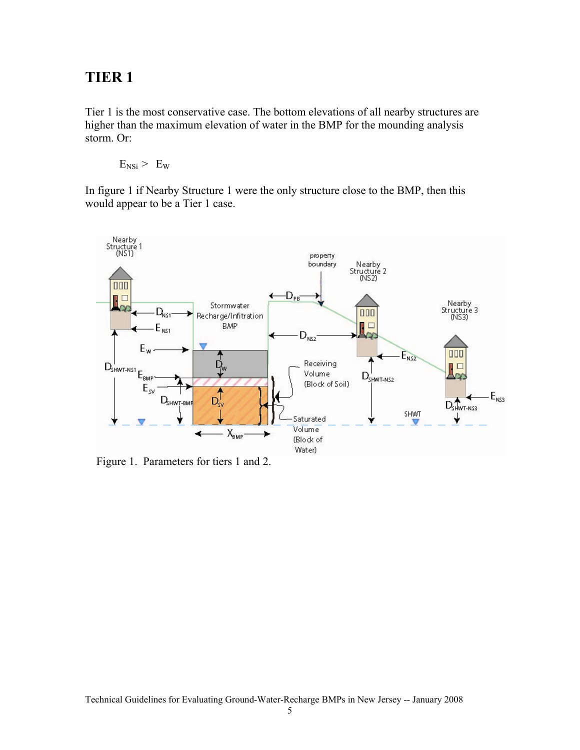## TIER 1

Tier 1 is the most conservative case. The bottom elevations of all nearby structures are higher than the maximum elevation of water in the BMP for the mounding analysis storm. Or:

$$E_{NSi} > E_W$$

In figure 1 if Nearby Structure 1 were the only structure close to the BMP, then this would appear to be a Tier 1 case.

Nearby Structure 1 (NS1)

property boundary

Nearby Structure 2 (NS2)

Nearby Structure 3 (NS3)

Stormwater Recharge/Infiltration BMP

$D_{NS1}$

$E_{NS1}$

$D_{PB}$

$D_{NS2}$

$E_{NS2}$

$E_{NS3}$

$E_W$

$D_W$

$D_{SHWT-NS1}$

$E_{BMP}$

$E_{SV}$

$D_{SHWT-BMP}$

$D_{SV}$

$D_{SHWT-NS2}$

$D_{SHWT-NS3}$

Receiving Volume (Block of Soil)

Saturated Volume (Block of Water)

SHWT

$X_{BMP}$

Figure 1. Parameters for tiers 1 and 2.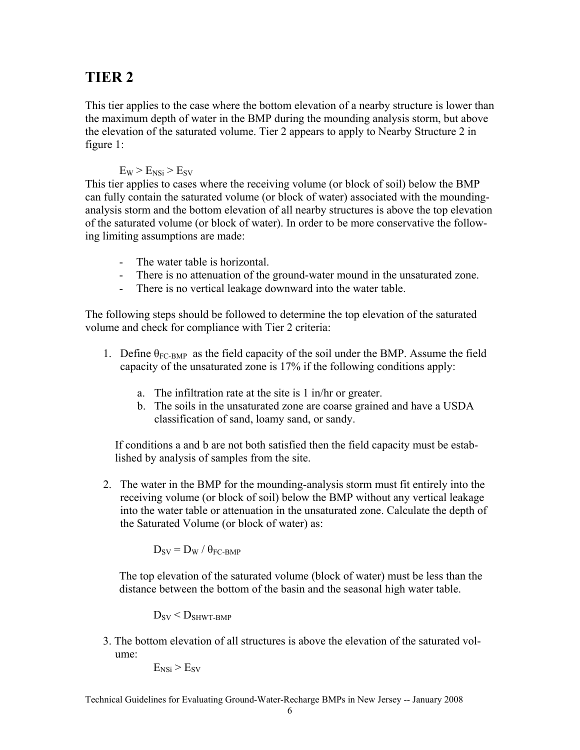# TIER 2

This tier applies to the case where the bottom elevation of a nearby structure is lower than the maximum depth of water in the BMP during the mounding analysis storm, but above the elevation of the saturated volume. Tier 2 appears to apply to Nearby Structure 2 in figure 1:

$$E_W > E_{NSi} > E_{SV}$$

This tier applies to cases where the receiving volume (or block of soil) below the BMP can fully contain the saturated volume (or block of water) associated with the mounding-analysis storm and the bottom elevation of all nearby structures is above the top elevation of the saturated volume (or block of water). In order to be more conservative the following limiting assumptions are made:

- The water table is horizontal.
- There is no attenuation of the ground-water mound in the unsaturated zone.
- There is no vertical leakage downward into the water table.

The following steps should be followed to determine the top elevation of the saturated volume and check for compliance with Tier 2 criteria:

1. Define $\theta_{FC\text{-}BMP}$ as the field capacity of the soil under the BMP. Assume the field capacity of the unsaturated zone is 17% if the following conditions apply:

   a. The infiltration rate at the site is 1 in/hr or greater.

   b. The soils in the unsaturated zone are coarse grained and have a USDA classification of sand, loamy sand, or sandy.

   If conditions a and b are not both satisfied then the field capacity must be established by analysis of samples from the site.

2. The water in the BMP for the mounding-analysis storm must fit entirely into the receiving volume (or block of soil) below the BMP without any vertical leakage into the water table or attenuation in the unsaturated zone. Calculate the depth of the Saturated Volume (or block of water) as:

   $$D_{SV} = D_W / \theta_{FC\text{-}BMP}$$

   The top elevation of the saturated volume (block of water) must be less than the distance between the bottom of the basin and the seasonal high water table.

   $$D_{SV} < D_{SHWT\text{-}BMP}$$

3. The bottom elevation of all structures is above the elevation of the saturated volume:

   $$E_{NSi} > E_{SV}$$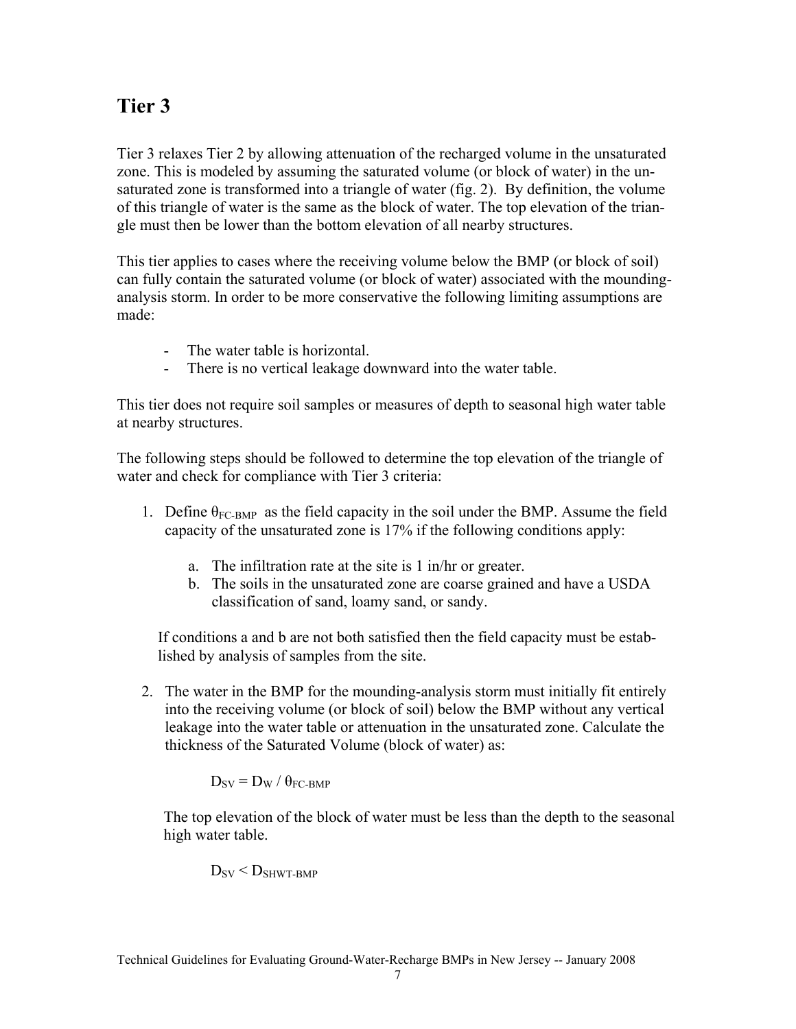## Tier 3

Tier 3 relaxes Tier 2 by allowing attenuation of the recharged volume in the unsaturated zone. This is modeled by assuming the saturated volume (or block of water) in the unsaturated zone is transformed into a triangle of water (fig. 2). By definition, the volume of this triangle of water is the same as the block of water. The top elevation of the triangle must then be lower than the bottom elevation of all nearby structures.

This tier applies to cases where the receiving volume below the BMP (or block of soil) can fully contain the saturated volume (or block of water) associated with the mounding-analysis storm. In order to be more conservative the following limiting assumptions are made:

- The water table is horizontal.
- There is no vertical leakage downward into the water table.

This tier does not require soil samples or measures of depth to seasonal high water table at nearby structures.

The following steps should be followed to determine the top elevation of the triangle of water and check for compliance with Tier 3 criteria:

1. Define $\theta_{FC\text{-}BMP}$ as the field capacity in the soil under the BMP. Assume the field capacity of the unsaturated zone is 17% if the following conditions apply:

   a. The infiltration rate at the site is 1 in/hr or greater.
   b. The soils in the unsaturated zone are coarse grained and have a USDA classification of sand, loamy sand, or sandy.

   If conditions a and b are not both satisfied then the field capacity must be established by analysis of samples from the site.

2. The water in the BMP for the mounding-analysis storm must initially fit entirely into the receiving volume (or block of soil) below the BMP without any vertical leakage into the water table or attenuation in the unsaturated zone. Calculate the thickness of the Saturated Volume (block of water) as:

   $$D_{SV} = D_W / \theta_{FC\text{-}BMP}$$

   The top elevation of the block of water must be less than the depth to the seasonal high water table.

   $$D_{SV} < D_{SHWT\text{-}BMP}$$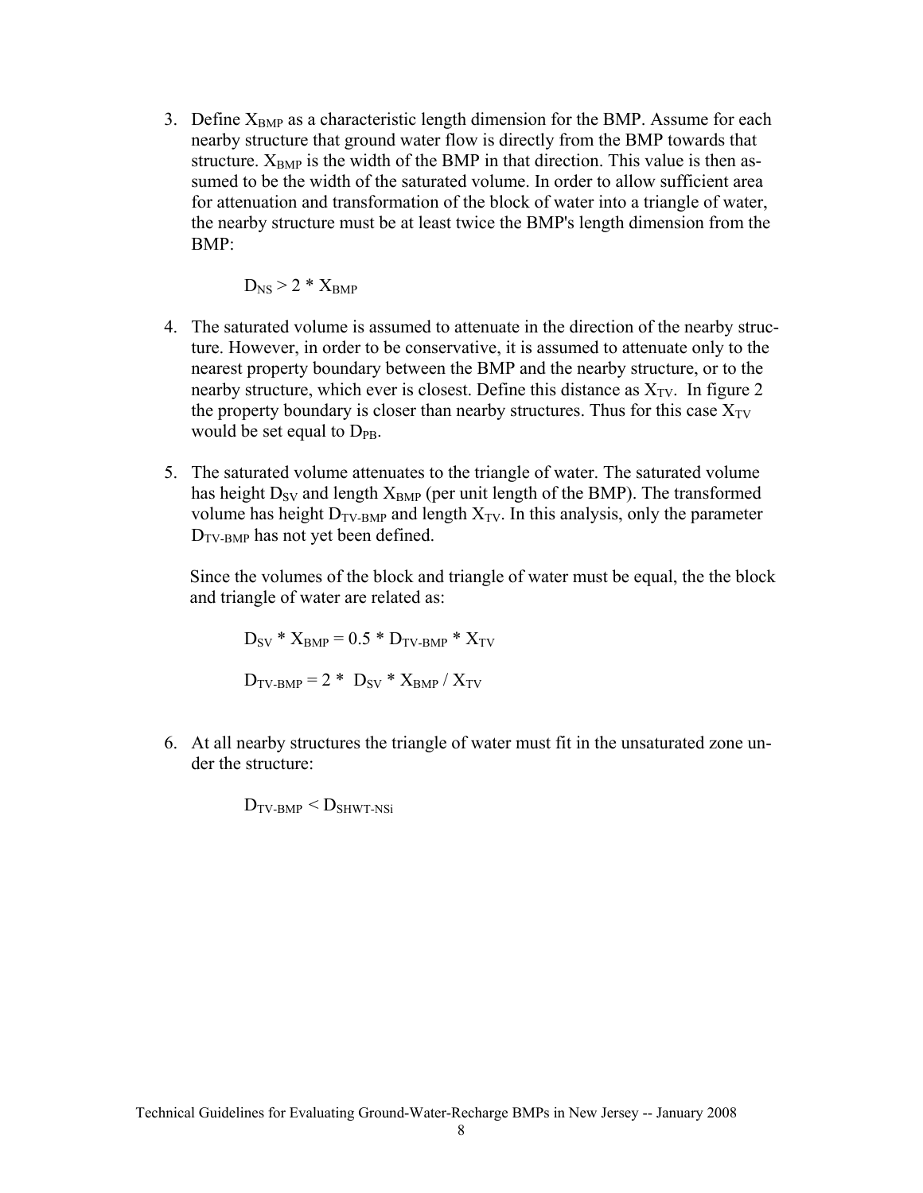3. Define $X_{BMP}$ as a characteristic length dimension for the BMP. Assume for each nearby structure that ground water flow is directly from the BMP towards that structure. $X_{BMP}$ is the width of the BMP in that direction. This value is then assumed to be the width of the saturated volume. In order to allow sufficient area for attenuation and transformation of the block of water into a triangle of water, the nearby structure must be at least twice the BMP's length dimension from the BMP:

   $$D_{NS} > 2 * X_{BMP}$$

4. The saturated volume is assumed to attenuate in the direction of the nearby structure. However, in order to be conservative, it is assumed to attenuate only to the nearest property boundary between the BMP and the nearby structure, or to the nearby structure, which ever is closest. Define this distance as $X_{TV}$. In figure 2 the property boundary is closer than nearby structures. Thus for this case $X_{TV}$ would be set equal to $D_{PB}$.

5. The saturated volume attenuates to the triangle of water. The saturated volume has height $D_{SV}$ and length $X_{BMP}$ (per unit length of the BMP). The transformed volume has height $D_{TV\text{-}BMP}$ and length $X_{TV}$. In this analysis, only the parameter $D_{TV\text{-}BMP}$ has not yet been defined.

   Since the volumes of the block and triangle of water must be equal, the the block and triangle of water are related as:

   $$D_{SV} * X_{BMP} = 0.5 * D_{TV\text{-}BMP} * X_{TV}$$

   $$D_{TV\text{-}BMP} = 2 * D_{SV} * X_{BMP} / X_{TV}$$

6. At all nearby structures the triangle of water must fit in the unsaturated zone under the structure:

   $$D_{TV\text{-}BMP} < D_{SHWT\text{-}NSi}$$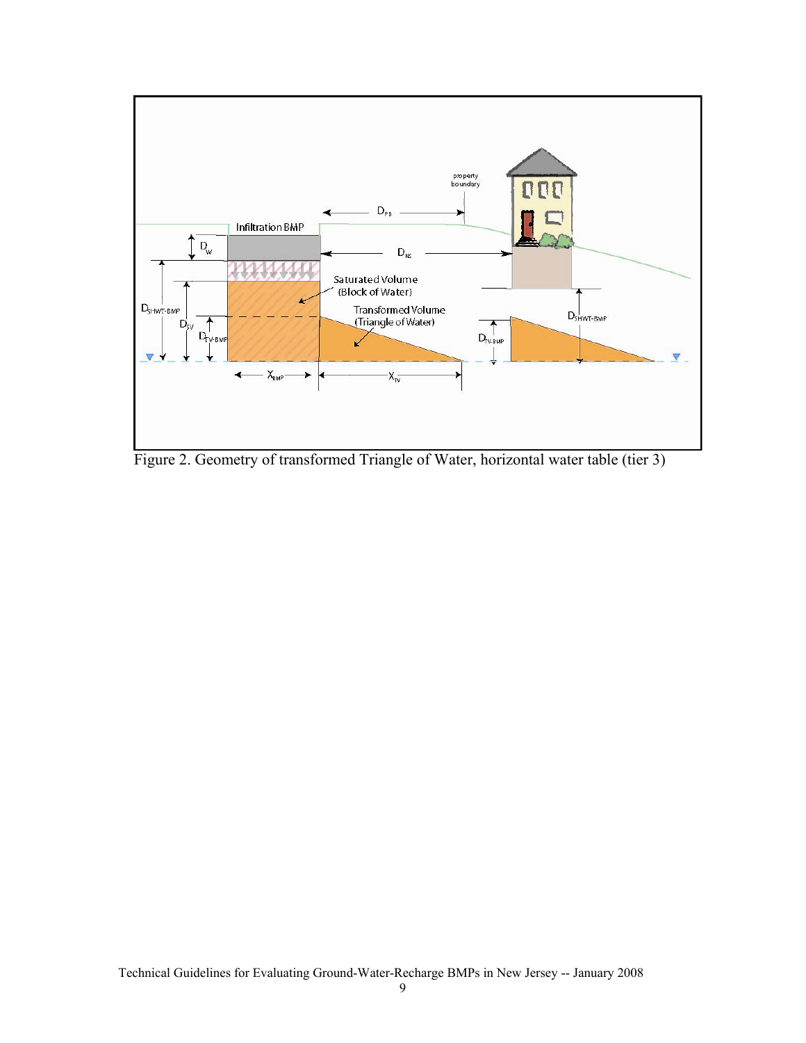property boundary

$D_{PB}$

Infiltration BMP

$D_W$

$D_{NS}$

Saturated Volume (Block of Water)

Transformed Volume (Triangle of Water)

$D_{SHWT-BMP}$

$D_{SV}$

$D_{TV-BMP}$

$D_{TV-BMP}$

$D_{SHWT-BMP}$

$X_{BMP}$

$X_{TV}$

Figure 2. Geometry of transformed Triangle of Water, horizontal water table (tier 3)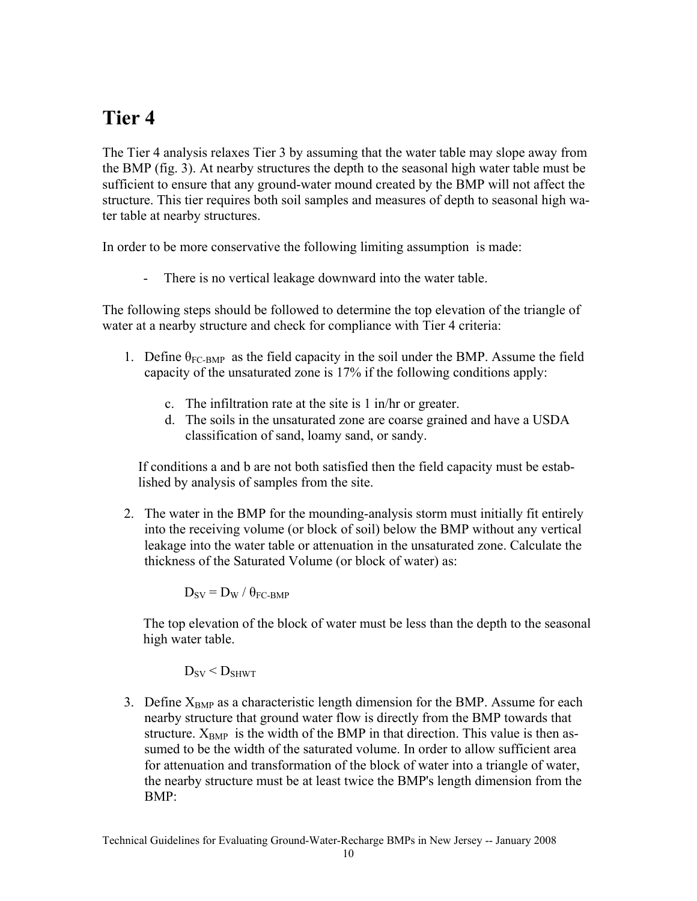# Tier 4

The Tier 4 analysis relaxes Tier 3 by assuming that the water table may slope away from the BMP (fig. 3). At nearby structures the depth to the seasonal high water table must be sufficient to ensure that any ground-water mound created by the BMP will not affect the structure. This tier requires both soil samples and measures of depth to seasonal high water table at nearby structures.

In order to be more conservative the following limiting assumption is made:

- There is no vertical leakage downward into the water table.

The following steps should be followed to determine the top elevation of the triangle of water at a nearby structure and check for compliance with Tier 4 criteria:

1. Define $\theta_{FC\text{-}BMP}$ as the field capacity in the soil under the BMP. Assume the field capacity of the unsaturated zone is 17% if the following conditions apply:

   c. The infiltration rate at the site is 1 in/hr or greater.
   
   d. The soils in the unsaturated zone are coarse grained and have a USDA classification of sand, loamy sand, or sandy.

   If conditions a and b are not both satisfied then the field capacity must be established by analysis of samples from the site.

2. The water in the BMP for the mounding-analysis storm must initially fit entirely into the receiving volume (or block of soil) below the BMP without any vertical leakage into the water table or attenuation in the unsaturated zone. Calculate the thickness of the Saturated Volume (or block of water) as:

   $$D_{SV} = D_W / \theta_{FC\text{-}BMP}$$

   The top elevation of the block of water must be less than the depth to the seasonal high water table.

   $$D_{SV} < D_{SHWT}$$

3. Define $X_{BMP}$ as a characteristic length dimension for the BMP. Assume for each nearby structure that ground water flow is directly from the BMP towards that structure. $X_{BMP}$ is the width of the BMP in that direction. This value is then assumed to be the width of the saturated volume. In order to allow sufficient area for attenuation and transformation of the block of water into a triangle of water, the nearby structure must be at least twice the BMP's length dimension from the BMP: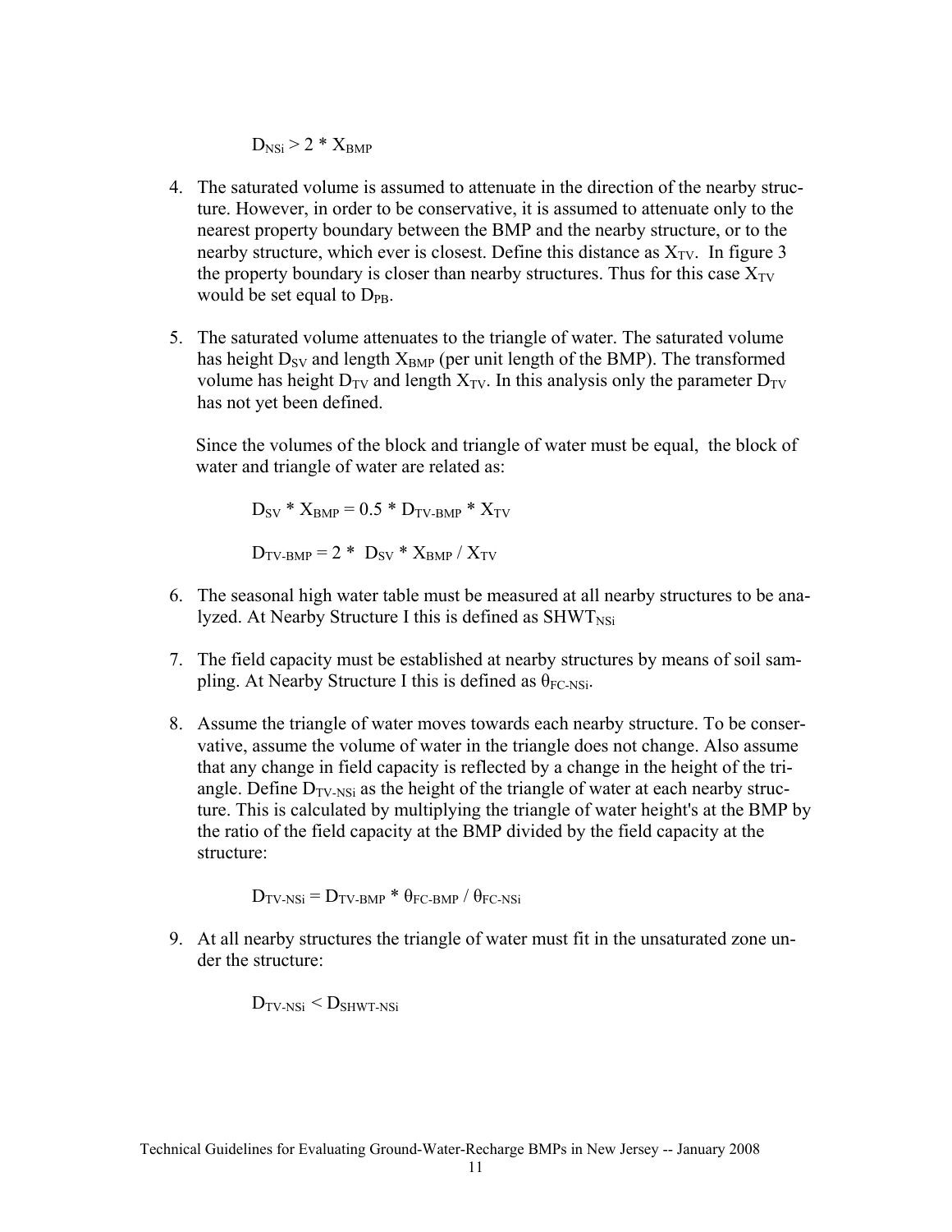$$D_{NSi} > 2 * X_{BMP}$$

4. The saturated volume is assumed to attenuate in the direction of the nearby structure. However, in order to be conservative, it is assumed to attenuate only to the nearest property boundary between the BMP and the nearby structure, or to the nearby structure, which ever is closest. Define this distance as $X_{TV}$. In figure 3 the property boundary is closer than nearby structures. Thus for this case $X_{TV}$ would be set equal to $D_{PB}$.

5. The saturated volume attenuates to the triangle of water. The saturated volume has height $D_{SV}$ and length $X_{BMP}$ (per unit length of the BMP). The transformed volume has height $D_{TV}$ and length $X_{TV}$. In this analysis only the parameter $D_{TV}$ has not yet been defined.

   Since the volumes of the block and triangle of water must be equal, the block of water and triangle of water are related as:

$$D_{SV} * X_{BMP} = 0.5 * D_{TV\text{-}BMP} * X_{TV}$$

$$D_{TV\text{-}BMP} = 2 * D_{SV} * X_{BMP} / X_{TV}$$

6. The seasonal high water table must be measured at all nearby structures to be analyzed. At Nearby Structure I this is defined as $SHWT_{NSi}$

7. The field capacity must be established at nearby structures by means of soil sampling. At Nearby Structure I this is defined as $\theta_{FC\text{-}NSi}$.

8. Assume the triangle of water moves towards each nearby structure. To be conservative, assume the volume of water in the triangle does not change. Also assume that any change in field capacity is reflected by a change in the height of the triangle. Define $D_{TV\text{-}NSi}$ as the height of the triangle of water at each nearby structure. This is calculated by multiplying the triangle of water height's at the BMP by the ratio of the field capacity at the BMP divided by the field capacity at the structure:

$$D_{TV\text{-}NSi} = D_{TV\text{-}BMP} * \theta_{FC\text{-}BMP} / \theta_{FC\text{-}NSi}$$

9. At all nearby structures the triangle of water must fit in the unsaturated zone under the structure:

$$D_{TV\text{-}NSi} < D_{SHWT\text{-}NSi}$$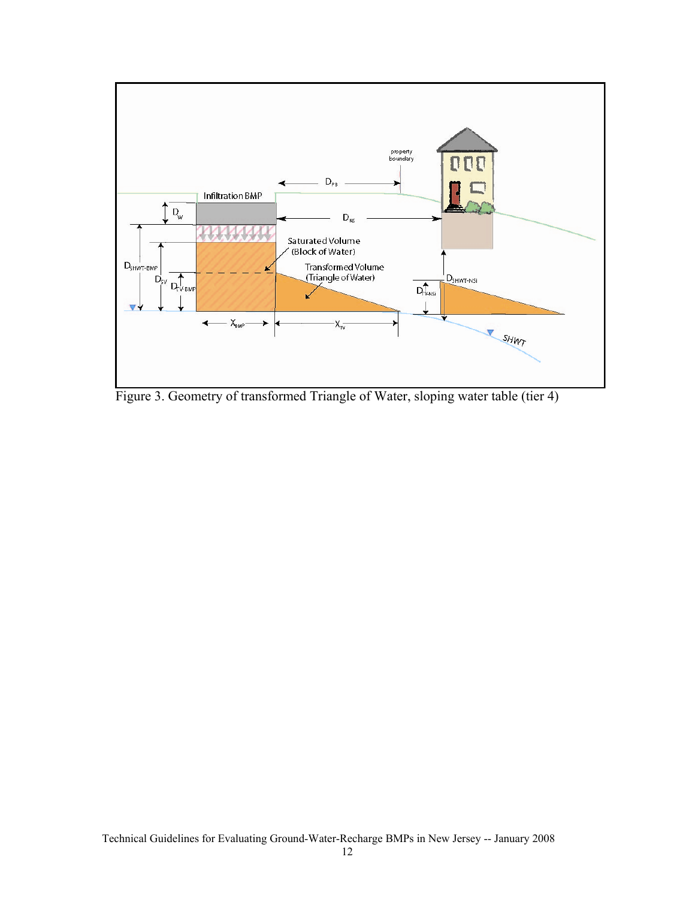property boundary

$D_{PB}$

Infiltration BMP

$D_W$

$D_{NS}$

Saturated Volume (Block of Water)

Transformed Volume (Triangle of Water)

$D_{SHWT\text{-}BMP}$

$D_{SV}$

$D_{TV\text{-}BMP}$

$D_{SHWT\text{-}NSI}$

$D_{TV\text{-}NSI}$

$X_{BMP}$

$X_{TV}$

SHWT

Figure 3. Geometry of transformed Triangle of Water, sloping water table (tier 4)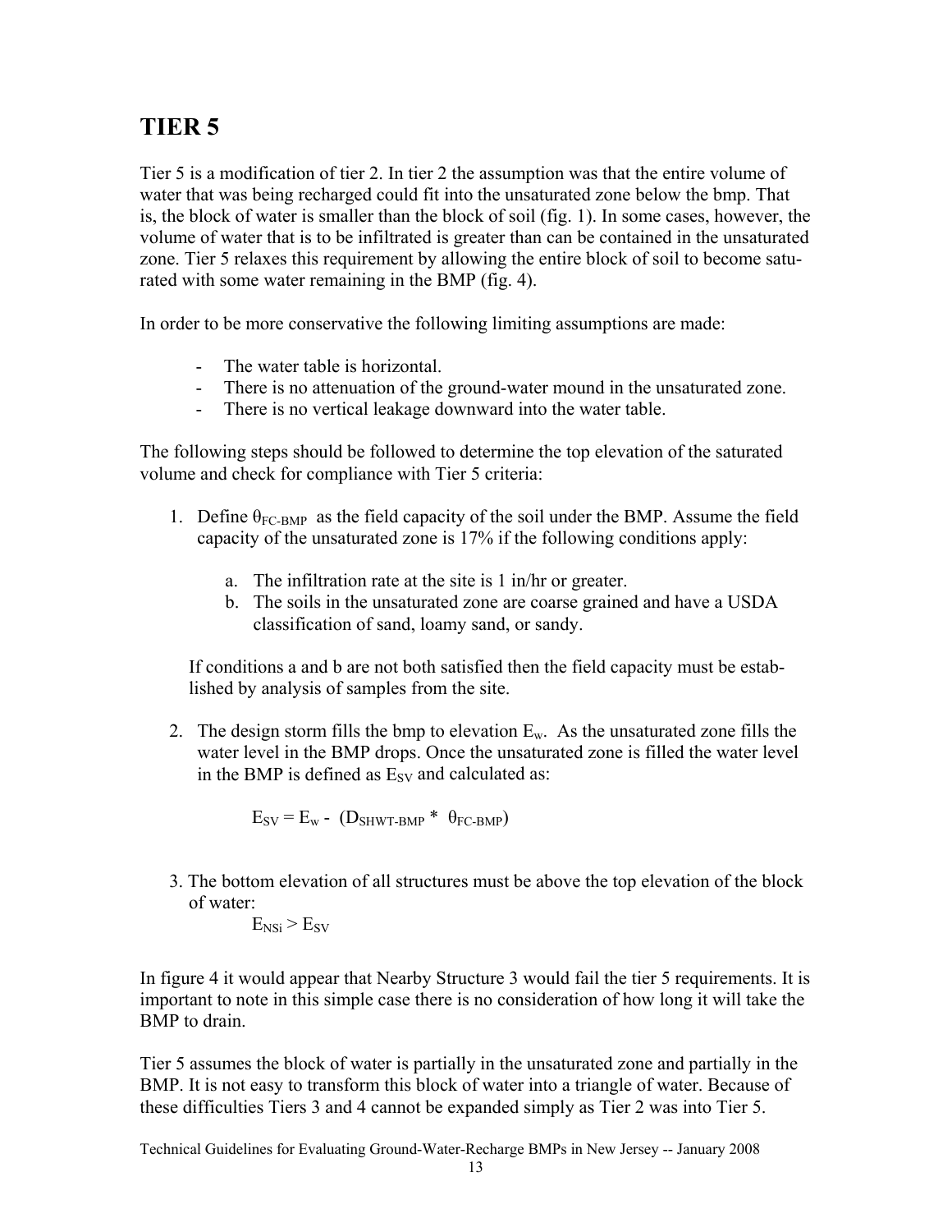# TIER 5

Tier 5 is a modification of tier 2. In tier 2 the assumption was that the entire volume of water that was being recharged could fit into the unsaturated zone below the bmp. That is, the block of water is smaller than the block of soil (fig. 1). In some cases, however, the volume of water that is to be infiltrated is greater than can be contained in the unsaturated zone. Tier 5 relaxes this requirement by allowing the entire block of soil to become saturated with some water remaining in the BMP (fig. 4).

In order to be more conservative the following limiting assumptions are made:

- The water table is horizontal.
- There is no attenuation of the ground-water mound in the unsaturated zone.
- There is no vertical leakage downward into the water table.

The following steps should be followed to determine the top elevation of the saturated volume and check for compliance with Tier 5 criteria:

1. Define $\theta_{FC\text{-}BMP}$ as the field capacity of the soil under the BMP. Assume the field capacity of the unsaturated zone is 17% if the following conditions apply:

    a. The infiltration rate at the site is 1 in/hr or greater.
    b. The soils in the unsaturated zone are coarse grained and have a USDA classification of sand, loamy sand, or sandy.

    If conditions a and b are not both satisfied then the field capacity must be established by analysis of samples from the site.

2. The design storm fills the bmp to elevation $E_w$. As the unsaturated zone fills the water level in the BMP drops. Once the unsaturated zone is filled the water level in the BMP is defined as $E_{SV}$ and calculated as:

$$E_{SV} = E_w - (D_{SHWT\text{-}BMP} * \theta_{FC\text{-}BMP})$$

3. The bottom elevation of all structures must be above the top elevation of the block of water:

$$E_{NSi} > E_{SV}$$

In figure 4 it would appear that Nearby Structure 3 would fail the tier 5 requirements. It is important to note in this simple case there is no consideration of how long it will take the BMP to drain.

Tier 5 assumes the block of water is partially in the unsaturated zone and partially in the BMP. It is not easy to transform this block of water into a triangle of water. Because of these difficulties Tiers 3 and 4 cannot be expanded simply as Tier 2 was into Tier 5.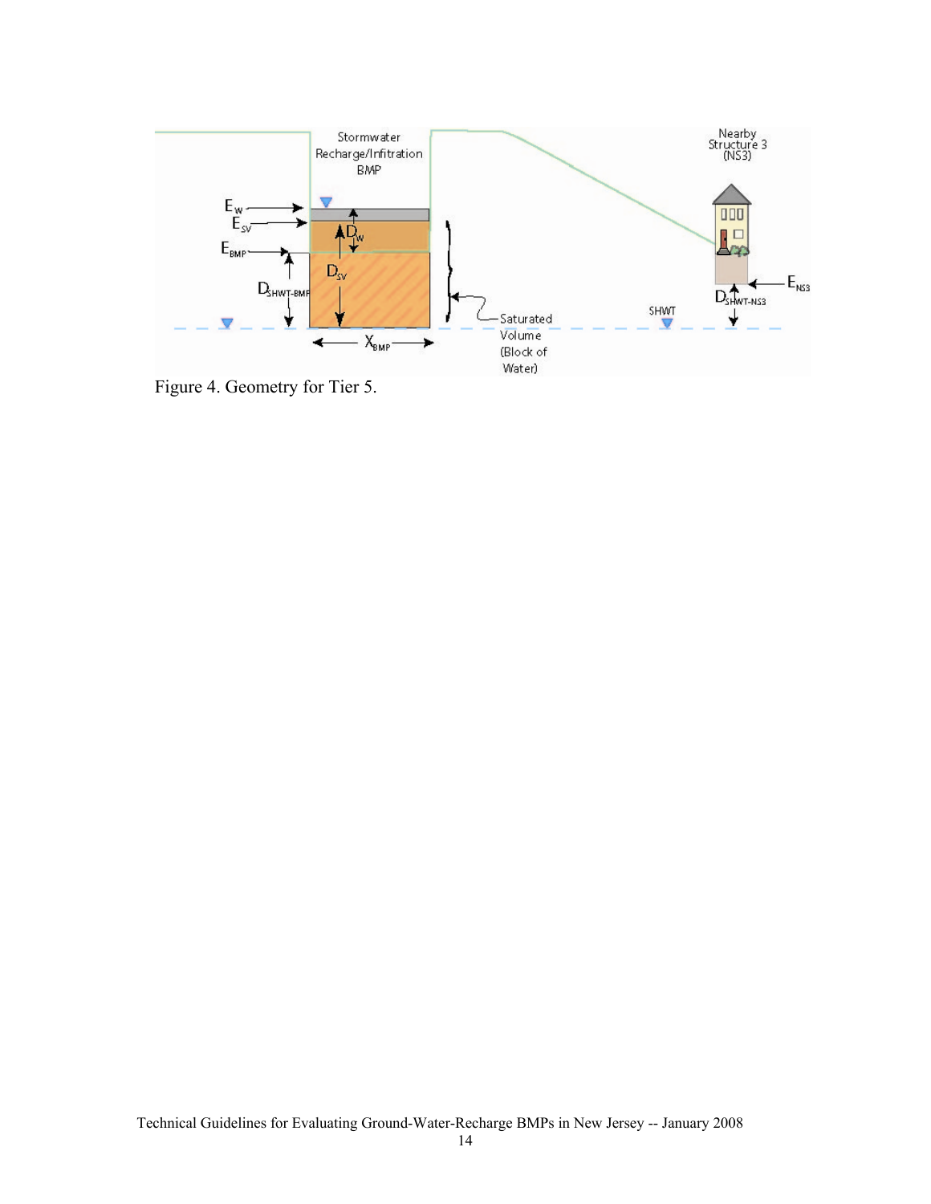Stormwater Recharge/Infiltration BMP

Nearby Structure 3 (NS3)

$E_W$

$E_{SV}$

$E_{BMP}$

$D_W$

$D_{SV}$

$D_{SHWT-BMP}$

$X_{BMP}$

Saturated Volume (Block of Water)

SHWT

$E_{NS3}$

$D_{SHWT-NS3}$

Figure 4. Geometry for Tier 5.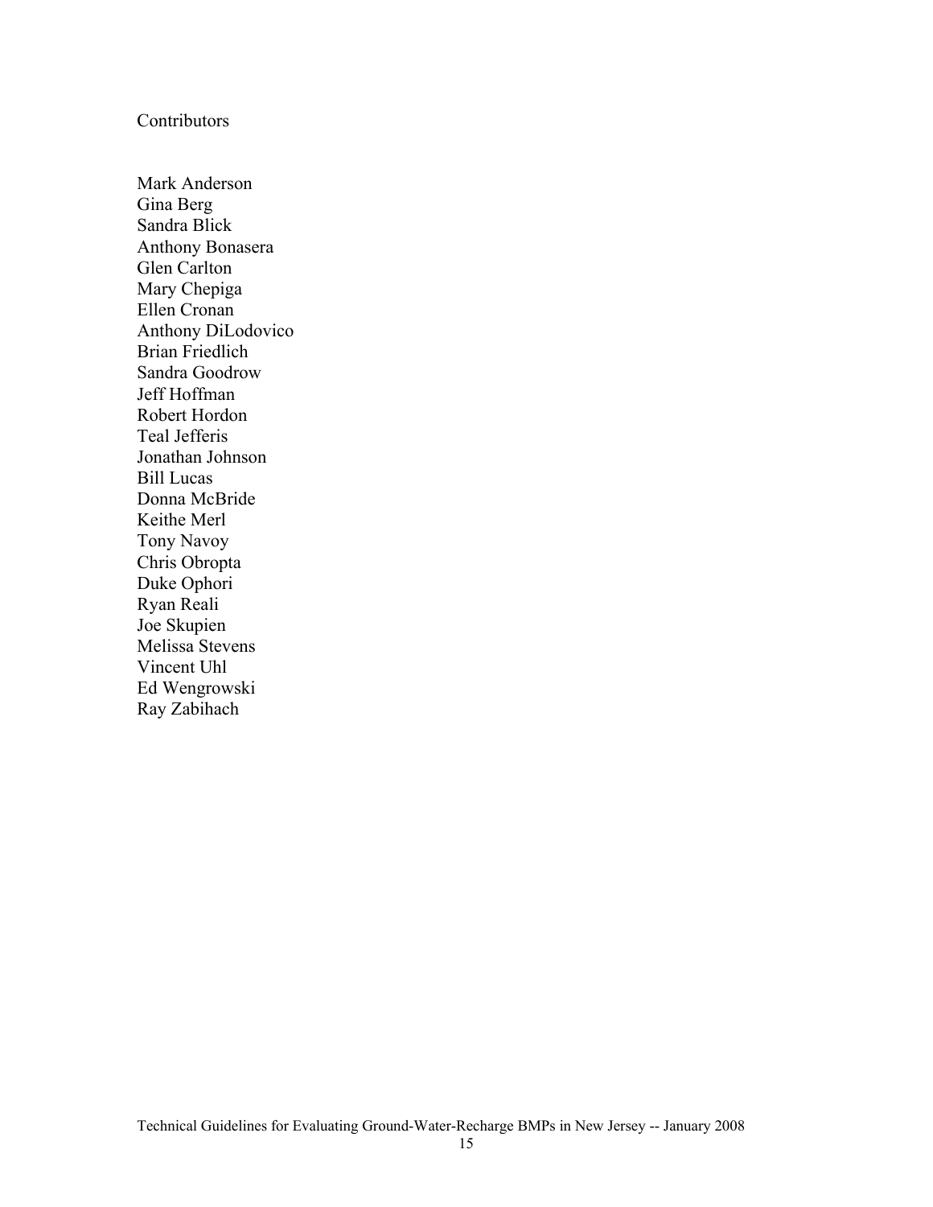Contributors

Mark Anderson
Gina Berg
Sandra Blick
Anthony Bonasera
Glen Carlton
Mary Chepiga
Ellen Cronan
Anthony DiLodovico
Brian Friedlich
Sandra Goodrow
Jeff Hoffman
Robert Hordon
Teal Jefferis
Jonathan Johnson
Bill Lucas
Donna McBride
Keithe Merl
Tony Navoy
Chris Obropta
Duke Ophori
Ryan Reali
Joe Skupien
Melissa Stevens
Vincent Uhl
Ed Wengrowski
Ray Zabihach